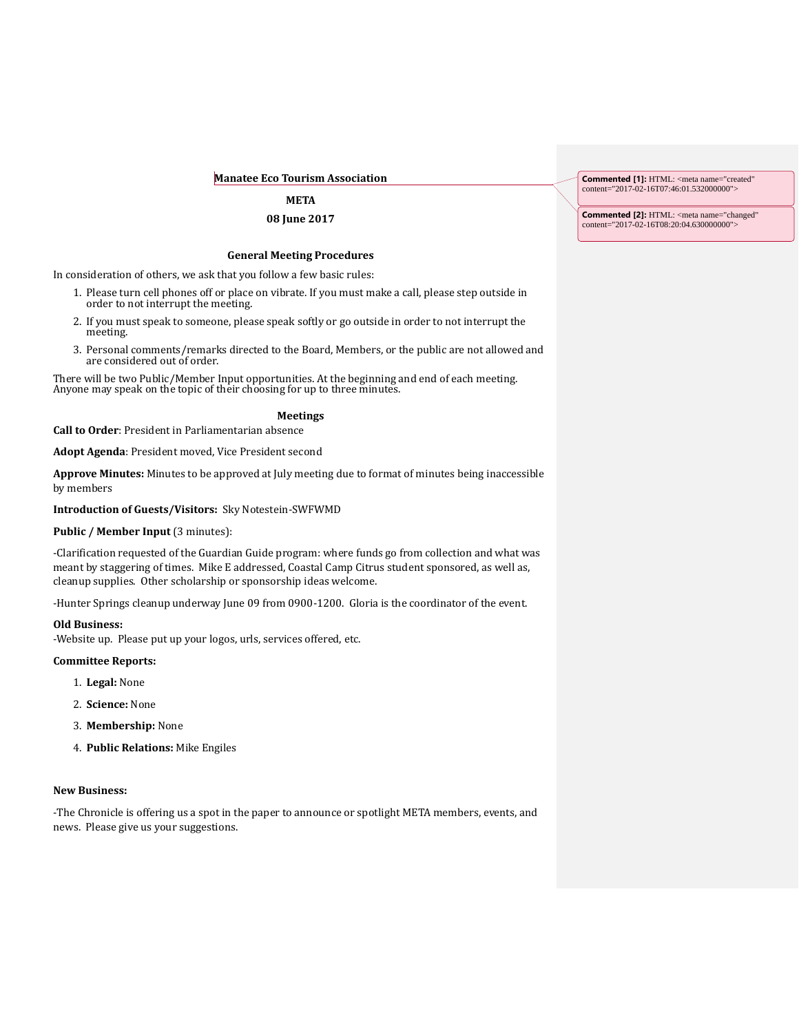**Manatee Eco Tourism Association**

**META**

**08 June 2017**

**General Meeting Procedures**

In consideration of others, we ask that you follow a few basic rules:

1. Please turn cell phones off or place on vibrate. If you must make a call, please step outside in order to not interrupt the meeting.
2. If you must speak to someone, please speak softly or go outside in order to not interrupt the meeting.
3. Personal comments/remarks directed to the Board, Members, or the public are not allowed and are considered out of order.

There will be two Public/Member Input opportunities. At the beginning and end of each meeting. Anyone may speak on the topic of their choosing for up to three minutes.

**Meetings**

**Call to Order**: President in Parliamentarian absence

**Adopt Agenda**: President moved, Vice President second

**Approve Minutes:** Minutes to be approved at July meeting due to format of minutes being inaccessible by members

**Introduction of Guests/Visitors:** Sky Notestein-SWFWMD

**Public / Member Input** (3 minutes):

-Clarification requested of the Guardian Guide program: where funds go from collection and what was meant by staggering of times. Mike E addressed, Coastal Camp Citrus student sponsored, as well as, cleanup supplies. Other scholarship or sponsorship ideas welcome.

-Hunter Springs cleanup underway June 09 from 0900-1200. Gloria is the coordinator of the event.

**Old Business:**

-Website up. Please put up your logos, urls, services offered, etc.

**Committee Reports:**

1. **Legal:** None
2. **Science:** None
3. **Membership:** None
4. **Public Relations:** Mike Engiles

**New Business:**

-The Chronicle is offering us a spot in the paper to announce or spotlight META members, events, and news. Please give us your suggestions.

Commented [1]: HTML: <meta name="created" content="2017-02-16T07:46:01.532000000">

Commented [2]: HTML: <meta name="changed" content="2017-02-16T08:20:04.630000000">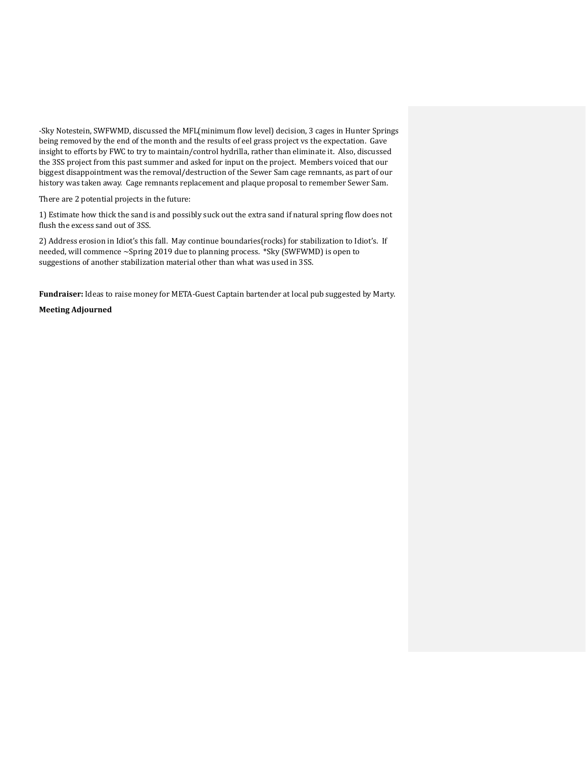-Sky Notestein, SWFWMD, discussed the MFL(minimum flow level) decision, 3 cages in Hunter Springs being removed by the end of the month and the results of eel grass project vs the expectation. Gave insight to efforts by FWC to try to maintain/control hydrilla, rather than eliminate it. Also, discussed the 3SS project from this past summer and asked for input on the project. Members voiced that our biggest disappointment was the removal/destruction of the Sewer Sam cage remnants, as part of our history was taken away. Cage remnants replacement and plaque proposal to remember Sewer Sam.

There are 2 potential projects in the future:

1) Estimate how thick the sand is and possibly suck out the extra sand if natural spring flow does not flush the excess sand out of 3SS.

2) Address erosion in Idiot's this fall. May continue boundaries(rocks) for stabilization to Idiot's. If needed, will commence ~Spring 2019 due to planning process. *Sky (SWFWMD) is open to suggestions of another stabilization material other than what was used in 3SS.

**Fundraiser:** Ideas to raise money for META-Guest Captain bartender at local pub suggested by Marty.

**Meeting Adjourned**